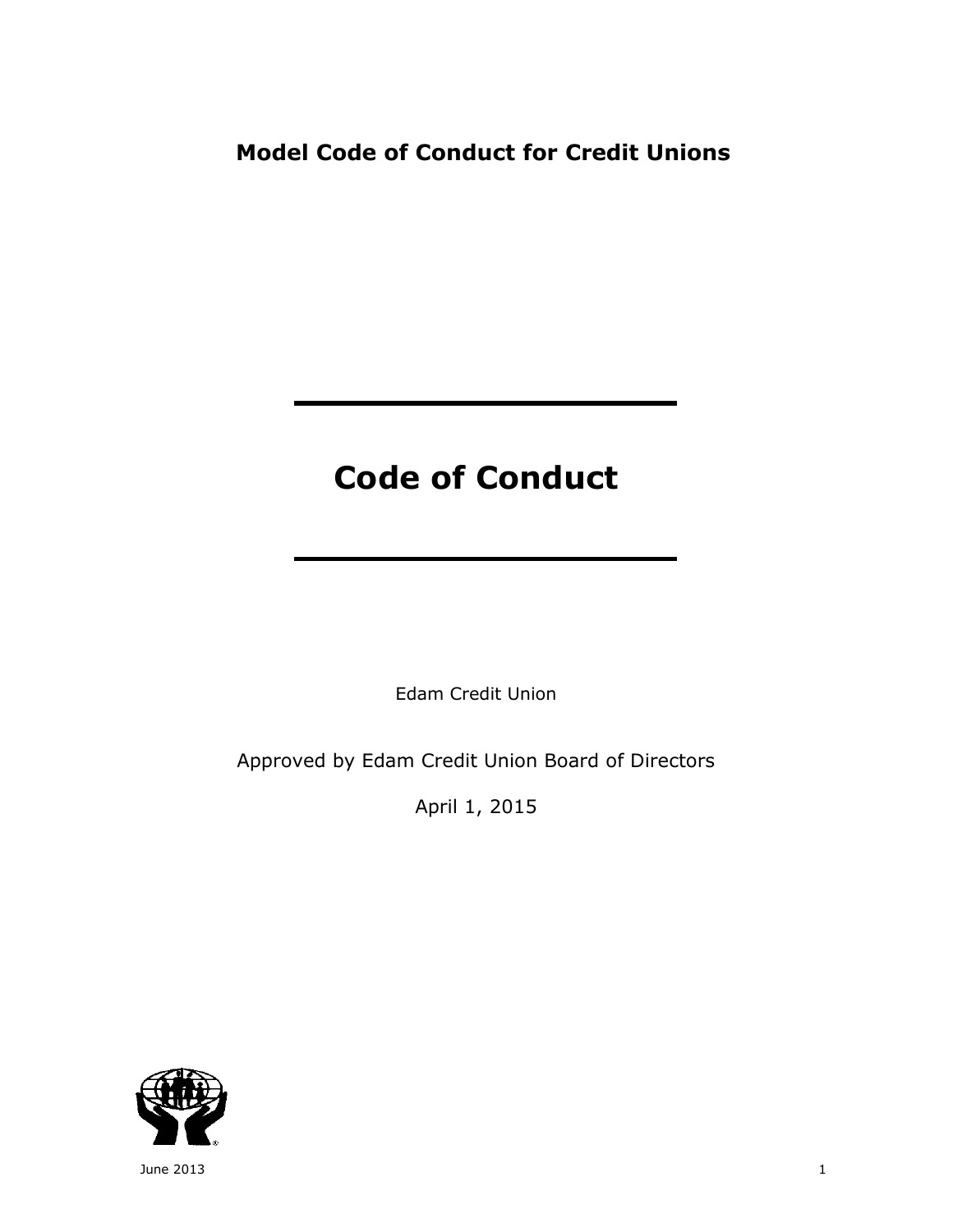**Model Code of Conduct for Credit Unions**

# Code of Conduct

Edam Credit Union

Approved by Edam Credit Union Board of Directors

April 1, 2015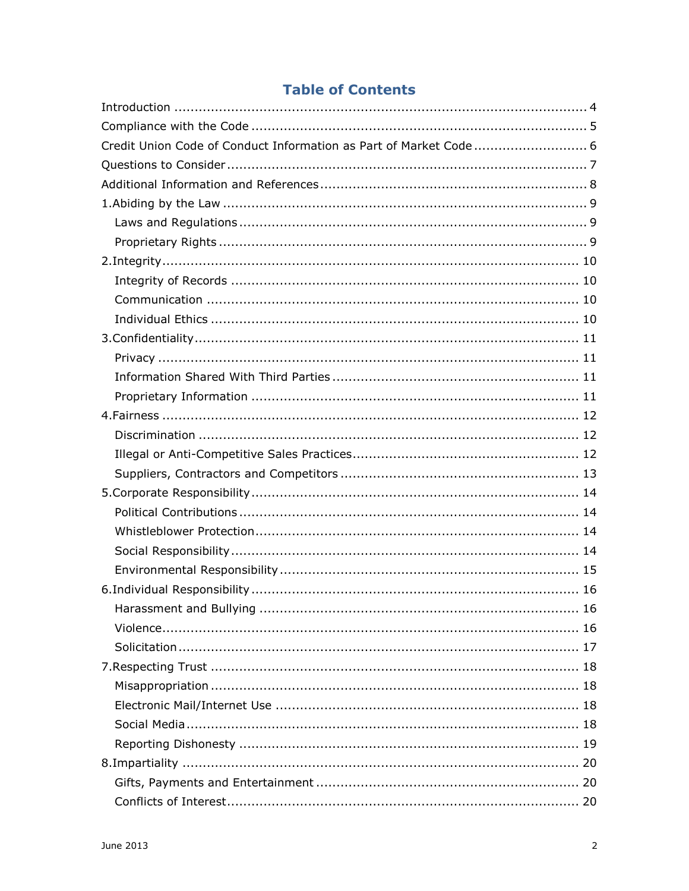# Table of Contents

- Introduction ..... 4
- Compliance with the Code ..... 5
- Credit Union Code of Conduct Information as Part of Market Code ..... 6
- Questions to Consider ..... 7
- Additional Information and References ..... 8
- 1.Abiding by the Law ..... 9
  - Laws and Regulations ..... 9
  - Proprietary Rights ..... 9
- 2.Integrity ..... 10
  - Integrity of Records ..... 10
  - Communication ..... 10
  - Individual Ethics ..... 10
- 3.Confidentiality ..... 11
  - Privacy ..... 11
  - Information Shared With Third Parties ..... 11
  - Proprietary Information ..... 11
- 4.Fairness ..... 12
  - Discrimination ..... 12
  - Illegal or Anti-Competitive Sales Practices ..... 12
  - Suppliers, Contractors and Competitors ..... 13
- 5.Corporate Responsibility ..... 14
  - Political Contributions ..... 14
  - Whistleblower Protection ..... 14
  - Social Responsibility ..... 14
  - Environmental Responsibility ..... 15
- 6.Individual Responsibility ..... 16
  - Harassment and Bullying ..... 16
  - Violence ..... 16
  - Solicitation ..... 17
- 7.Respecting Trust ..... 18
  - Misappropriation ..... 18
  - Electronic Mail/Internet Use ..... 18
  - Social Media ..... 18
  - Reporting Dishonesty ..... 19
- 8.Impartiality ..... 20
  - Gifts, Payments and Entertainment ..... 20
  - Conflicts of Interest ..... 20

June 2013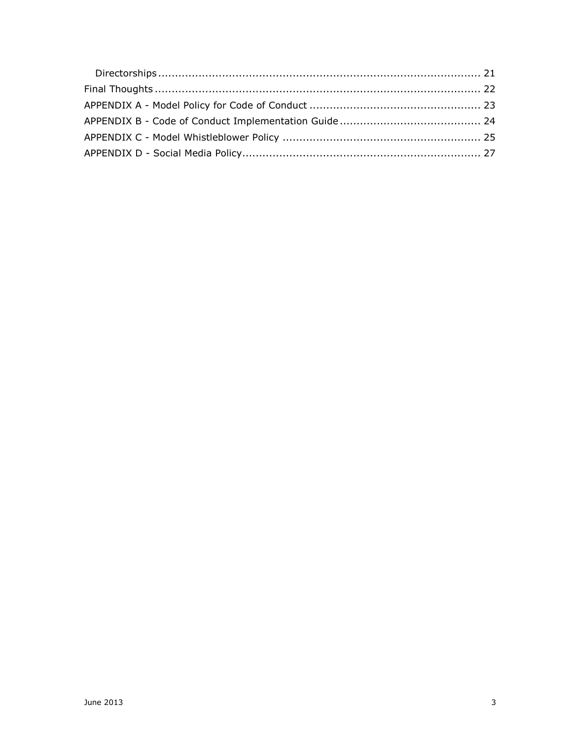Directorships ..... 21

Final Thoughts ..... 22

APPENDIX A - Model Policy for Code of Conduct ..... 23

APPENDIX B - Code of Conduct Implementation Guide ..... 24

APPENDIX C - Model Whistleblower Policy ..... 25

APPENDIX D - Social Media Policy ..... 27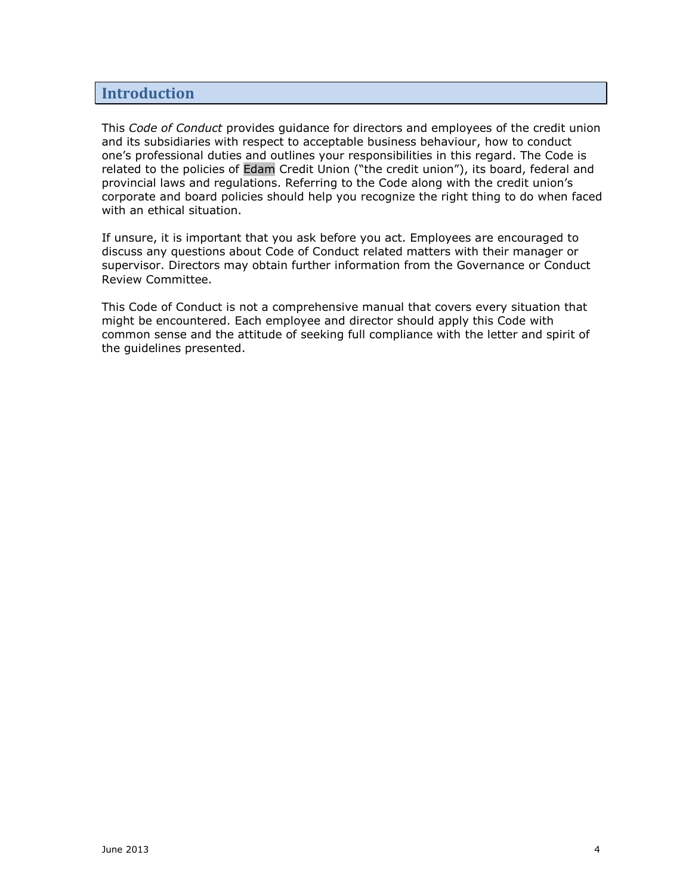## Introduction

This *Code of Conduct* provides guidance for directors and employees of the credit union and its subsidiaries with respect to acceptable business behaviour, how to conduct one's professional duties and outlines your responsibilities in this regard. The Code is related to the policies of Edam Credit Union ("the credit union"), its board, federal and provincial laws and regulations. Referring to the Code along with the credit union's corporate and board policies should help you recognize the right thing to do when faced with an ethical situation.

If unsure, it is important that you ask before you act. Employees are encouraged to discuss any questions about Code of Conduct related matters with their manager or supervisor. Directors may obtain further information from the Governance or Conduct Review Committee.

This Code of Conduct is not a comprehensive manual that covers every situation that might be encountered. Each employee and director should apply this Code with common sense and the attitude of seeking full compliance with the letter and spirit of the guidelines presented.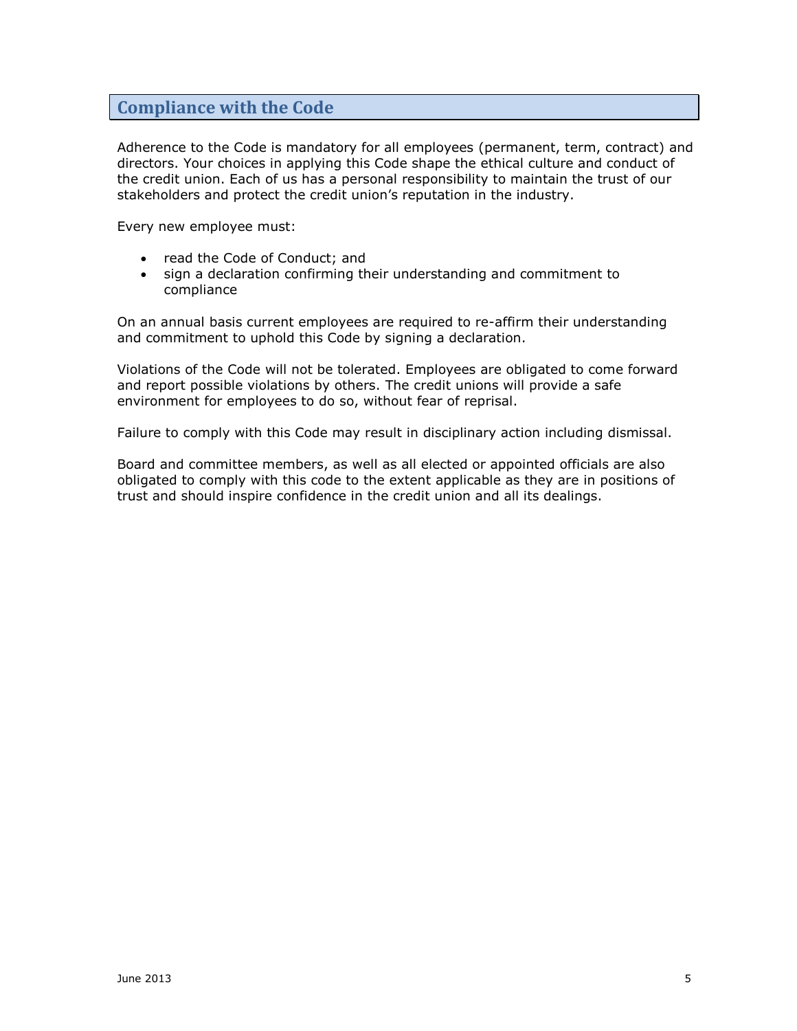## Compliance with the Code

Adherence to the Code is mandatory for all employees (permanent, term, contract) and directors. Your choices in applying this Code shape the ethical culture and conduct of the credit union. Each of us has a personal responsibility to maintain the trust of our stakeholders and protect the credit union's reputation in the industry.

Every new employee must:

- read the Code of Conduct; and
- sign a declaration confirming their understanding and commitment to compliance

On an annual basis current employees are required to re-affirm their understanding and commitment to uphold this Code by signing a declaration.

Violations of the Code will not be tolerated. Employees are obligated to come forward and report possible violations by others. The credit unions will provide a safe environment for employees to do so, without fear of reprisal.

Failure to comply with this Code may result in disciplinary action including dismissal.

Board and committee members, as well as all elected or appointed officials are also obligated to comply with this code to the extent applicable as they are in positions of trust and should inspire confidence in the credit union and all its dealings.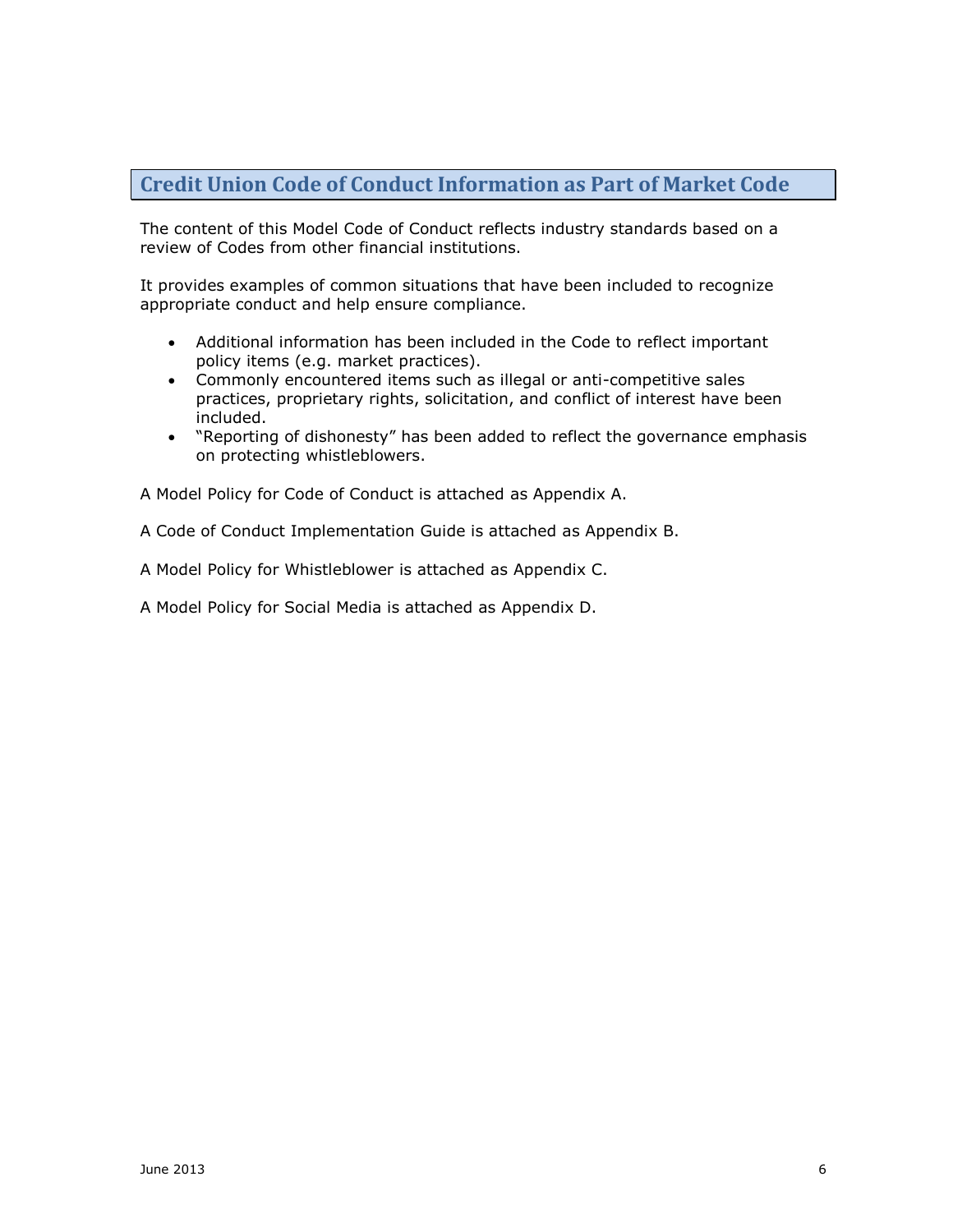## Credit Union Code of Conduct Information as Part of Market Code

The content of this Model Code of Conduct reflects industry standards based on a review of Codes from other financial institutions.

It provides examples of common situations that have been included to recognize appropriate conduct and help ensure compliance.

- Additional information has been included in the Code to reflect important policy items (e.g. market practices).
- Commonly encountered items such as illegal or anti-competitive sales practices, proprietary rights, solicitation, and conflict of interest have been included.
- "Reporting of dishonesty" has been added to reflect the governance emphasis on protecting whistleblowers.

A Model Policy for Code of Conduct is attached as Appendix A.

A Code of Conduct Implementation Guide is attached as Appendix B.

A Model Policy for Whistleblower is attached as Appendix C.

A Model Policy for Social Media is attached as Appendix D.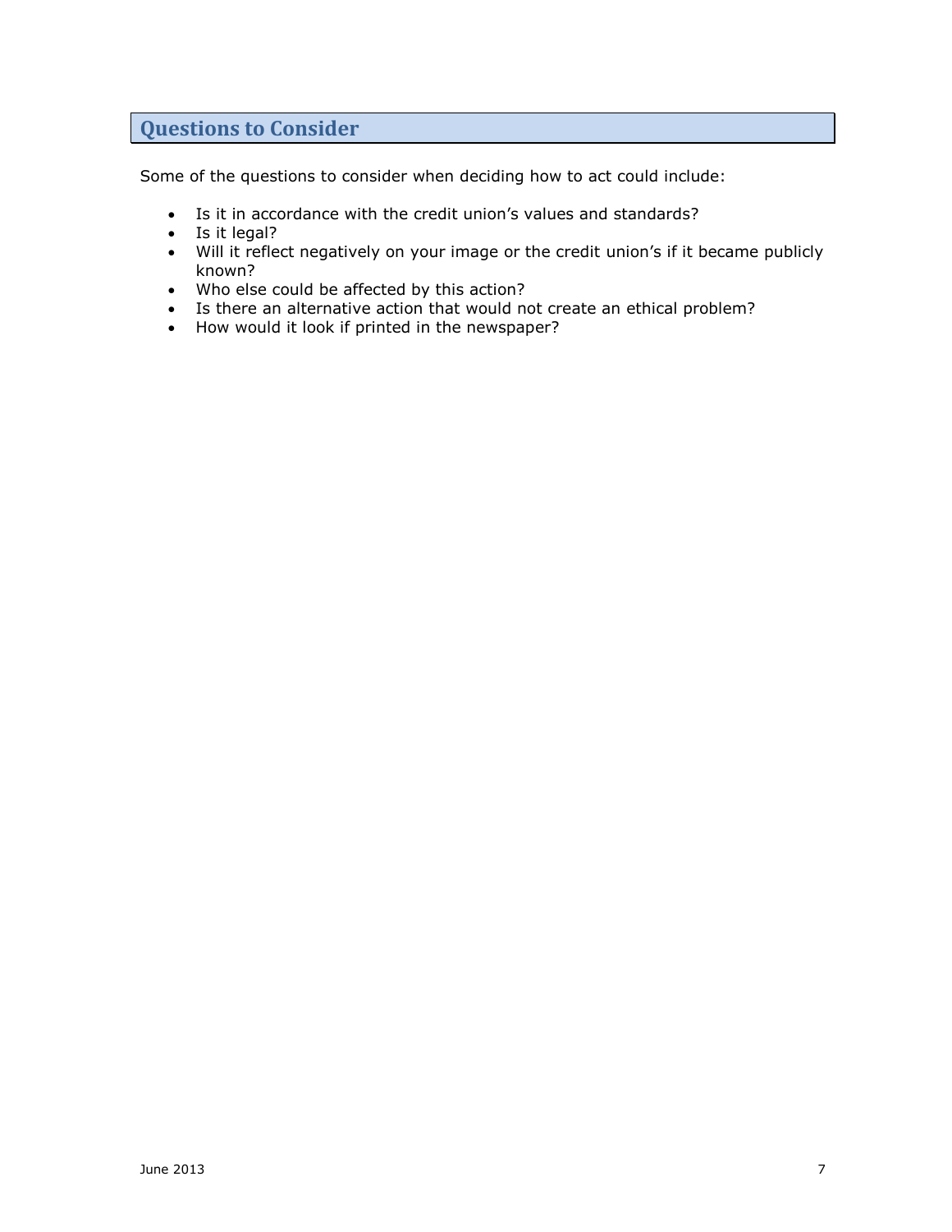## Questions to Consider

Some of the questions to consider when deciding how to act could include:

- Is it in accordance with the credit union's values and standards?
- Is it legal?
- Will it reflect negatively on your image or the credit union's if it became publicly known?
- Who else could be affected by this action?
- Is there an alternative action that would not create an ethical problem?
- How would it look if printed in the newspaper?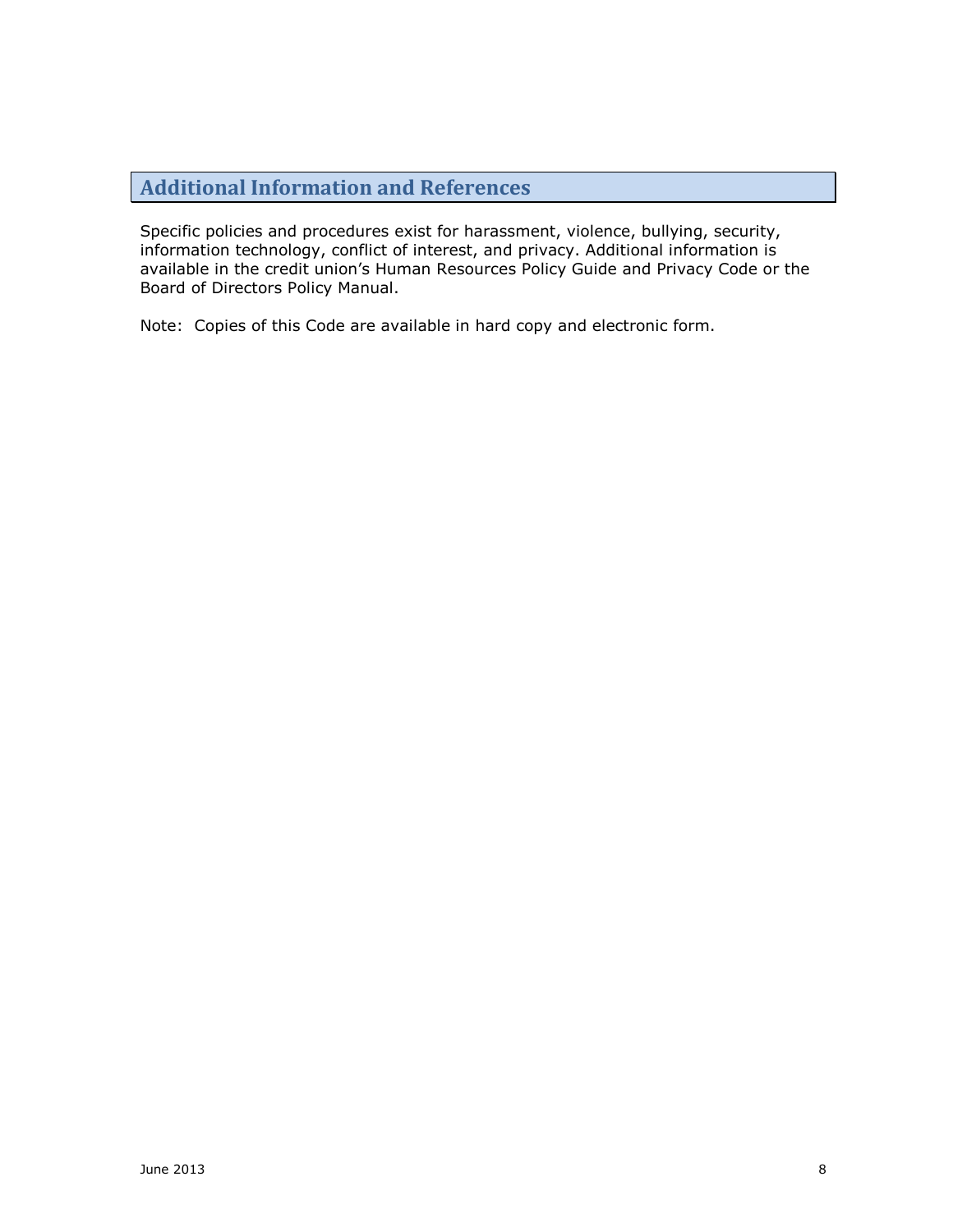## Additional Information and References

Specific policies and procedures exist for harassment, violence, bullying, security, information technology, conflict of interest, and privacy. Additional information is available in the credit union's Human Resources Policy Guide and Privacy Code or the Board of Directors Policy Manual.

Note: Copies of this Code are available in hard copy and electronic form.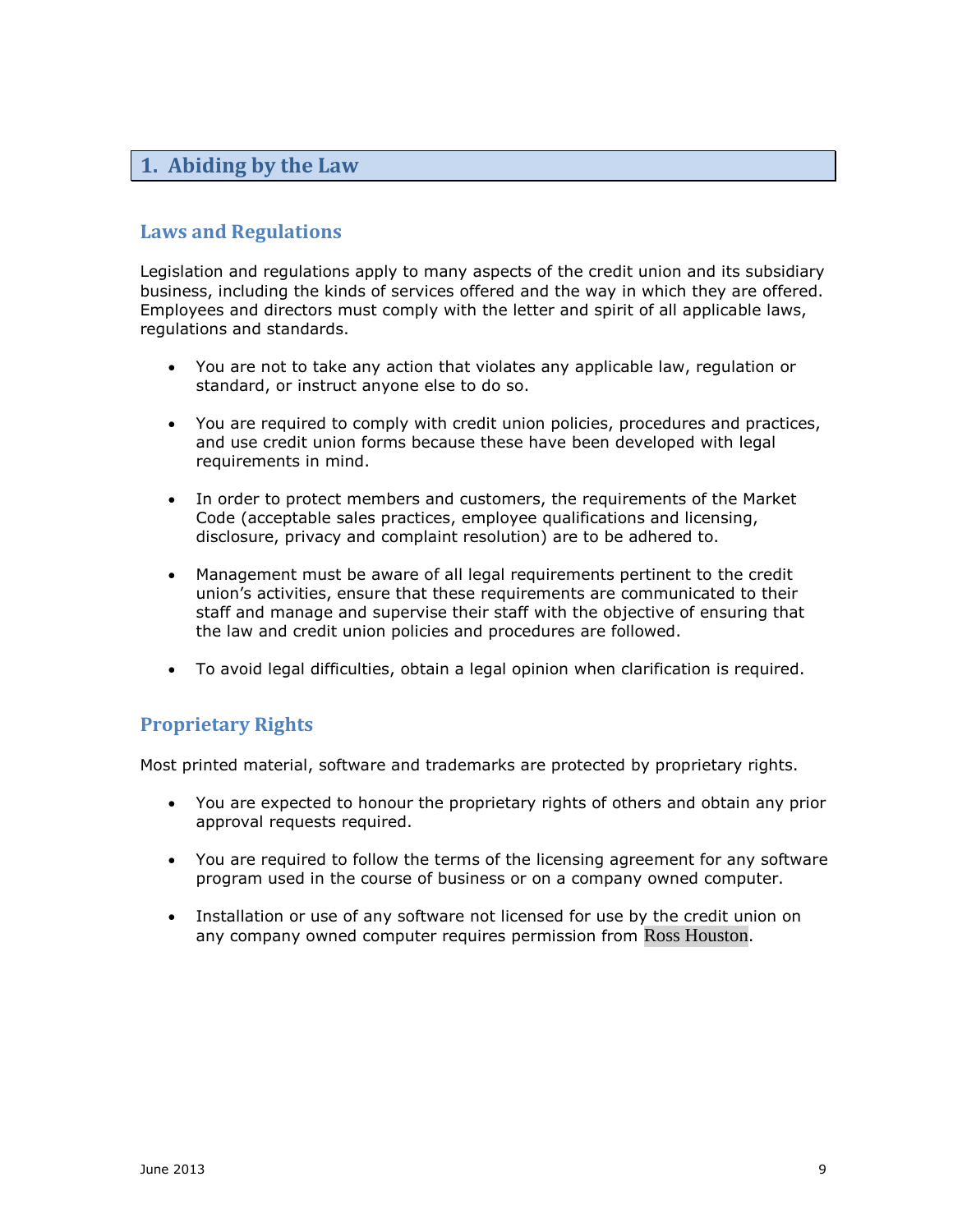# 1. Abiding by the Law

## Laws and Regulations

Legislation and regulations apply to many aspects of the credit union and its subsidiary business, including the kinds of services offered and the way in which they are offered. Employees and directors must comply with the letter and spirit of all applicable laws, regulations and standards.

- You are not to take any action that violates any applicable law, regulation or standard, or instruct anyone else to do so.
- You are required to comply with credit union policies, procedures and practices, and use credit union forms because these have been developed with legal requirements in mind.
- In order to protect members and customers, the requirements of the Market Code (acceptable sales practices, employee qualifications and licensing, disclosure, privacy and complaint resolution) are to be adhered to.
- Management must be aware of all legal requirements pertinent to the credit union's activities, ensure that these requirements are communicated to their staff and manage and supervise their staff with the objective of ensuring that the law and credit union policies and procedures are followed.
- To avoid legal difficulties, obtain a legal opinion when clarification is required.

## Proprietary Rights

Most printed material, software and trademarks are protected by proprietary rights.

- You are expected to honour the proprietary rights of others and obtain any prior approval requests required.
- You are required to follow the terms of the licensing agreement for any software program used in the course of business or on a company owned computer.
- Installation or use of any software not licensed for use by the credit union on any company owned computer requires permission from Ross Houston.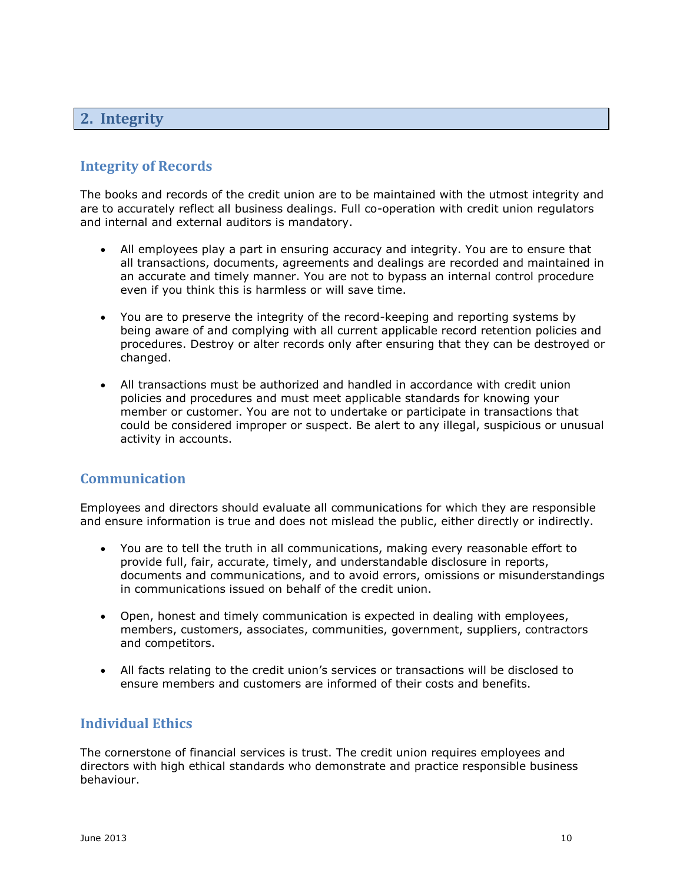## 2. Integrity

### Integrity of Records

The books and records of the credit union are to be maintained with the utmost integrity and are to accurately reflect all business dealings. Full co-operation with credit union regulators and internal and external auditors is mandatory.

- All employees play a part in ensuring accuracy and integrity. You are to ensure that all transactions, documents, agreements and dealings are recorded and maintained in an accurate and timely manner. You are not to bypass an internal control procedure even if you think this is harmless or will save time.
- You are to preserve the integrity of the record-keeping and reporting systems by being aware of and complying with all current applicable record retention policies and procedures. Destroy or alter records only after ensuring that they can be destroyed or changed.
- All transactions must be authorized and handled in accordance with credit union policies and procedures and must meet applicable standards for knowing your member or customer. You are not to undertake or participate in transactions that could be considered improper or suspect. Be alert to any illegal, suspicious or unusual activity in accounts.

### Communication

Employees and directors should evaluate all communications for which they are responsible and ensure information is true and does not mislead the public, either directly or indirectly.

- You are to tell the truth in all communications, making every reasonable effort to provide full, fair, accurate, timely, and understandable disclosure in reports, documents and communications, and to avoid errors, omissions or misunderstandings in communications issued on behalf of the credit union.
- Open, honest and timely communication is expected in dealing with employees, members, customers, associates, communities, government, suppliers, contractors and competitors.
- All facts relating to the credit union's services or transactions will be disclosed to ensure members and customers are informed of their costs and benefits.

### Individual Ethics

The cornerstone of financial services is trust. The credit union requires employees and directors with high ethical standards who demonstrate and practice responsible business behaviour.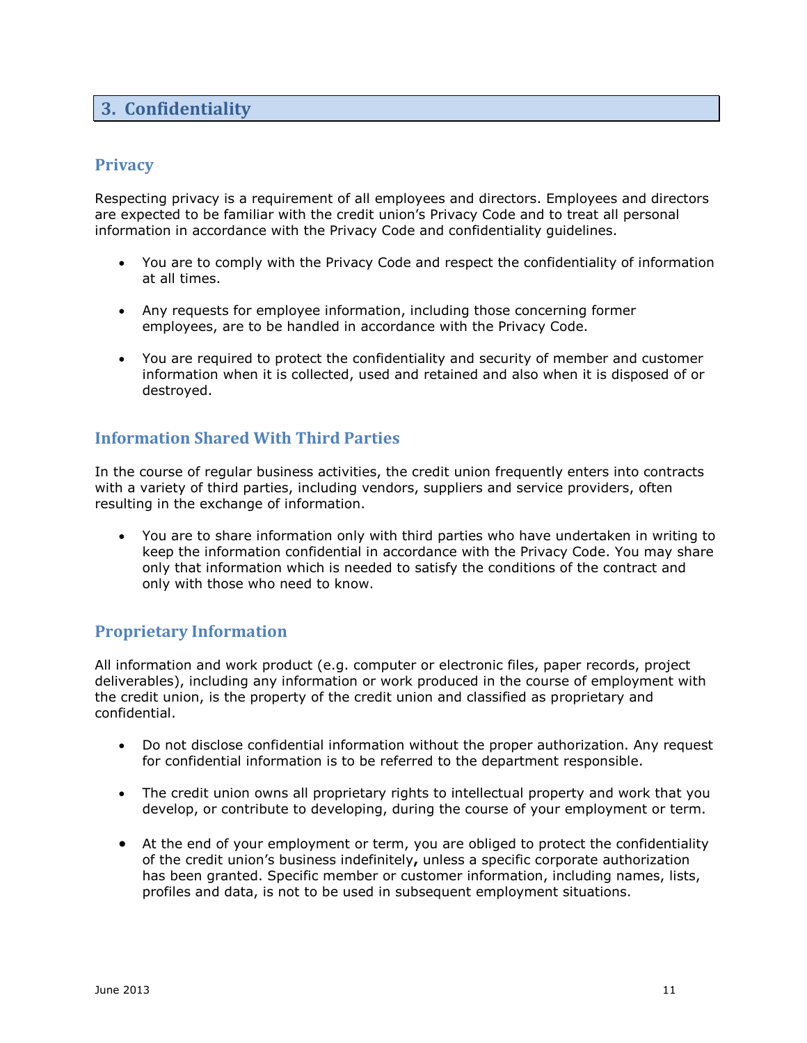## 3. Confidentiality

### Privacy

Respecting privacy is a requirement of all employees and directors. Employees and directors are expected to be familiar with the credit union's Privacy Code and to treat all personal information in accordance with the Privacy Code and confidentiality guidelines.

- You are to comply with the Privacy Code and respect the confidentiality of information at all times.
- Any requests for employee information, including those concerning former employees, are to be handled in accordance with the Privacy Code.
- You are required to protect the confidentiality and security of member and customer information when it is collected, used and retained and also when it is disposed of or destroyed.

### Information Shared With Third Parties

In the course of regular business activities, the credit union frequently enters into contracts with a variety of third parties, including vendors, suppliers and service providers, often resulting in the exchange of information.

- You are to share information only with third parties who have undertaken in writing to keep the information confidential in accordance with the Privacy Code. You may share only that information which is needed to satisfy the conditions of the contract and only with those who need to know.

### Proprietary Information

All information and work product (e.g. computer or electronic files, paper records, project deliverables), including any information or work produced in the course of employment with the credit union, is the property of the credit union and classified as proprietary and confidential.

- Do not disclose confidential information without the proper authorization. Any request for confidential information is to be referred to the department responsible.
- The credit union owns all proprietary rights to intellectual property and work that you develop, or contribute to developing, during the course of your employment or term.
- At the end of your employment or term, you are obliged to protect the confidentiality of the credit union's business indefinitely**,** unless a specific corporate authorization has been granted. Specific member or customer information, including names, lists, profiles and data, is not to be used in subsequent employment situations.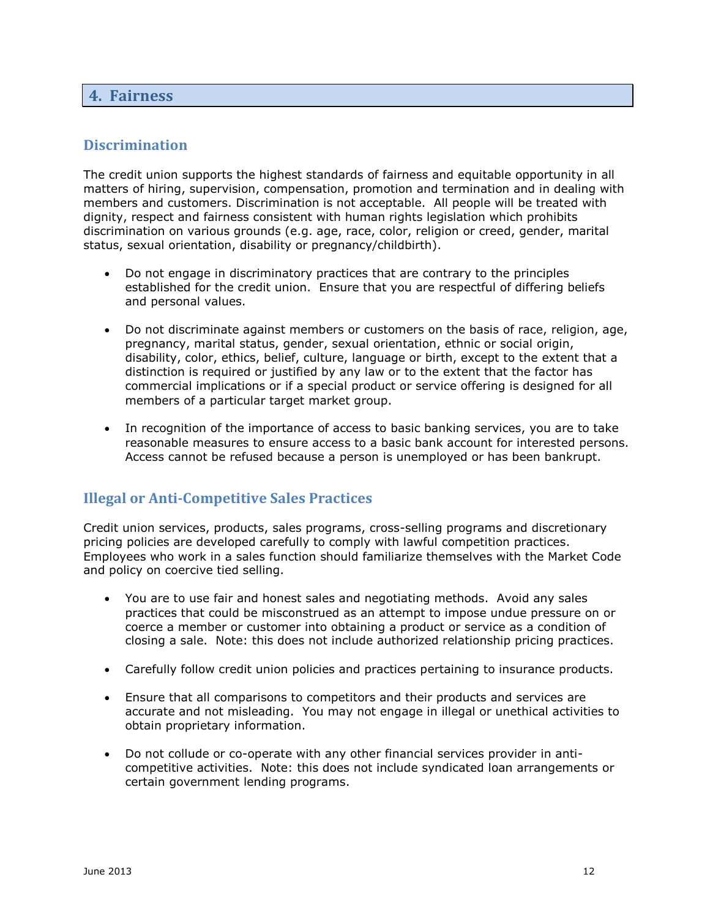## 4. Fairness

### Discrimination

The credit union supports the highest standards of fairness and equitable opportunity in all matters of hiring, supervision, compensation, promotion and termination and in dealing with members and customers. Discrimination is not acceptable. All people will be treated with dignity, respect and fairness consistent with human rights legislation which prohibits discrimination on various grounds (e.g. age, race, color, religion or creed, gender, marital status, sexual orientation, disability or pregnancy/childbirth).

- Do not engage in discriminatory practices that are contrary to the principles established for the credit union. Ensure that you are respectful of differing beliefs and personal values.
- Do not discriminate against members or customers on the basis of race, religion, age, pregnancy, marital status, gender, sexual orientation, ethnic or social origin, disability, color, ethics, belief, culture, language or birth, except to the extent that a distinction is required or justified by any law or to the extent that the factor has commercial implications or if a special product or service offering is designed for all members of a particular target market group.
- In recognition of the importance of access to basic banking services, you are to take reasonable measures to ensure access to a basic bank account for interested persons. Access cannot be refused because a person is unemployed or has been bankrupt.

### Illegal or Anti-Competitive Sales Practices

Credit union services, products, sales programs, cross-selling programs and discretionary pricing policies are developed carefully to comply with lawful competition practices. Employees who work in a sales function should familiarize themselves with the Market Code and policy on coercive tied selling.

- You are to use fair and honest sales and negotiating methods. Avoid any sales practices that could be misconstrued as an attempt to impose undue pressure on or coerce a member or customer into obtaining a product or service as a condition of closing a sale. Note: this does not include authorized relationship pricing practices.
- Carefully follow credit union policies and practices pertaining to insurance products.
- Ensure that all comparisons to competitors and their products and services are accurate and not misleading. You may not engage in illegal or unethical activities to obtain proprietary information.
- Do not collude or co-operate with any other financial services provider in anti-competitive activities. Note: this does not include syndicated loan arrangements or certain government lending programs.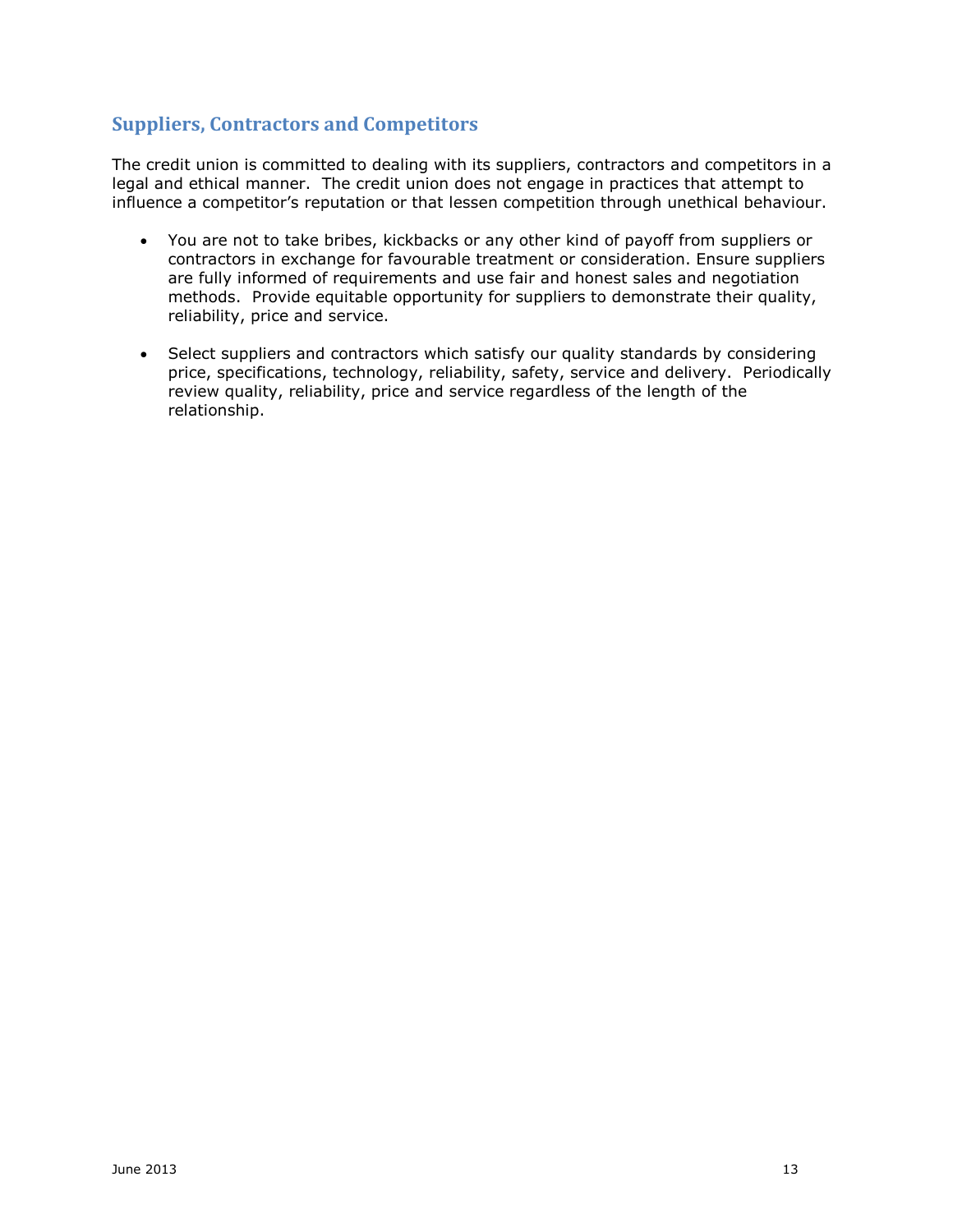## Suppliers, Contractors and Competitors

The credit union is committed to dealing with its suppliers, contractors and competitors in a legal and ethical manner. The credit union does not engage in practices that attempt to influence a competitor's reputation or that lessen competition through unethical behaviour.

- You are not to take bribes, kickbacks or any other kind of payoff from suppliers or contractors in exchange for favourable treatment or consideration. Ensure suppliers are fully informed of requirements and use fair and honest sales and negotiation methods. Provide equitable opportunity for suppliers to demonstrate their quality, reliability, price and service.

- Select suppliers and contractors which satisfy our quality standards by considering price, specifications, technology, reliability, safety, service and delivery. Periodically review quality, reliability, price and service regardless of the length of the relationship.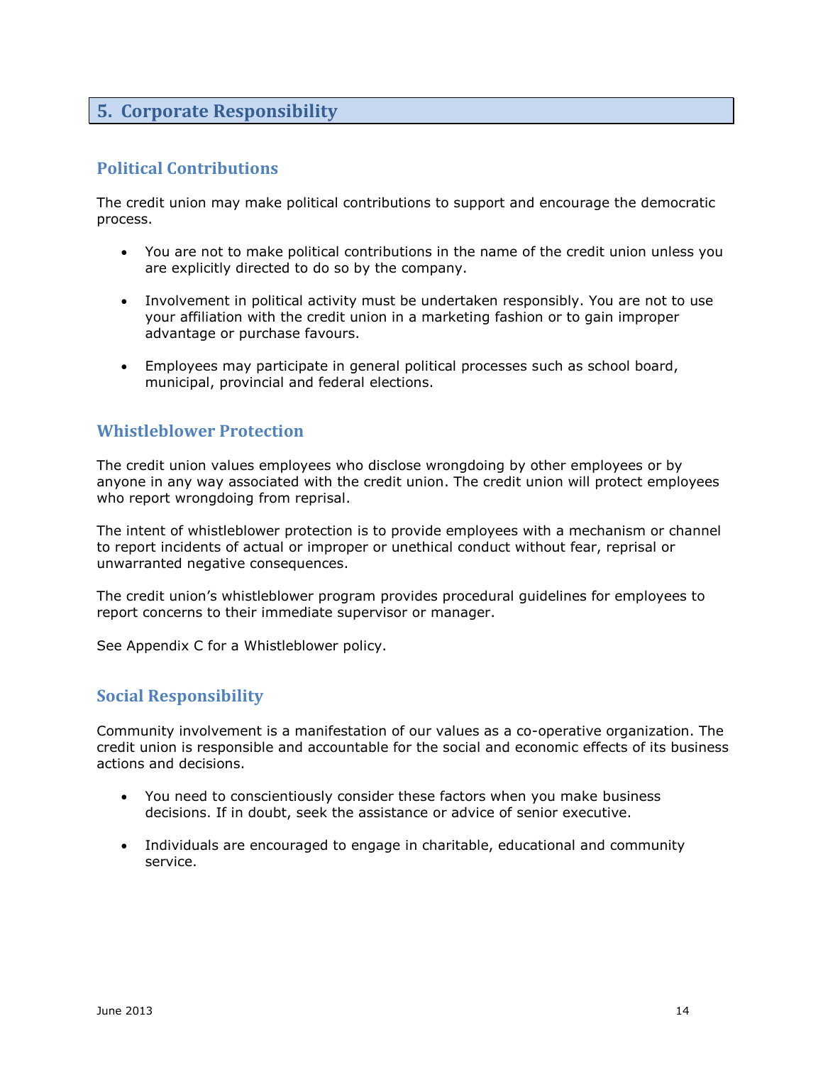## 5. Corporate Responsibility

### Political Contributions

The credit union may make political contributions to support and encourage the democratic process.

- You are not to make political contributions in the name of the credit union unless you are explicitly directed to do so by the company.
- Involvement in political activity must be undertaken responsibly. You are not to use your affiliation with the credit union in a marketing fashion or to gain improper advantage or purchase favours.
- Employees may participate in general political processes such as school board, municipal, provincial and federal elections.

### Whistleblower Protection

The credit union values employees who disclose wrongdoing by other employees or by anyone in any way associated with the credit union. The credit union will protect employees who report wrongdoing from reprisal.

The intent of whistleblower protection is to provide employees with a mechanism or channel to report incidents of actual or improper or unethical conduct without fear, reprisal or unwarranted negative consequences.

The credit union's whistleblower program provides procedural guidelines for employees to report concerns to their immediate supervisor or manager.

See Appendix C for a Whistleblower policy.

### Social Responsibility

Community involvement is a manifestation of our values as a co-operative organization. The credit union is responsible and accountable for the social and economic effects of its business actions and decisions.

- You need to conscientiously consider these factors when you make business decisions. If in doubt, seek the assistance or advice of senior executive.
- Individuals are encouraged to engage in charitable, educational and community service.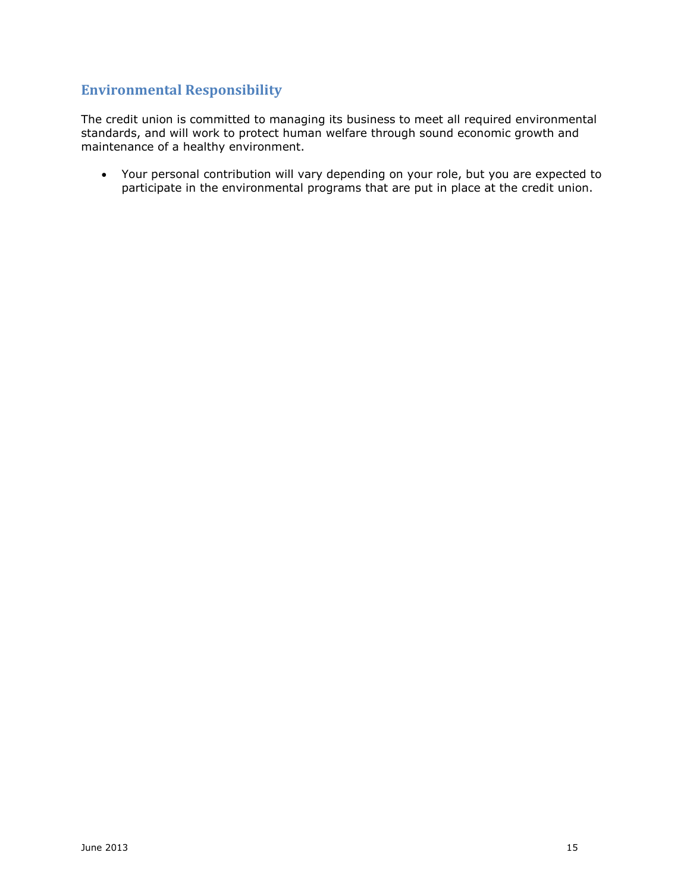## Environmental Responsibility

The credit union is committed to managing its business to meet all required environmental standards, and will work to protect human welfare through sound economic growth and maintenance of a healthy environment.

- Your personal contribution will vary depending on your role, but you are expected to participate in the environmental programs that are put in place at the credit union.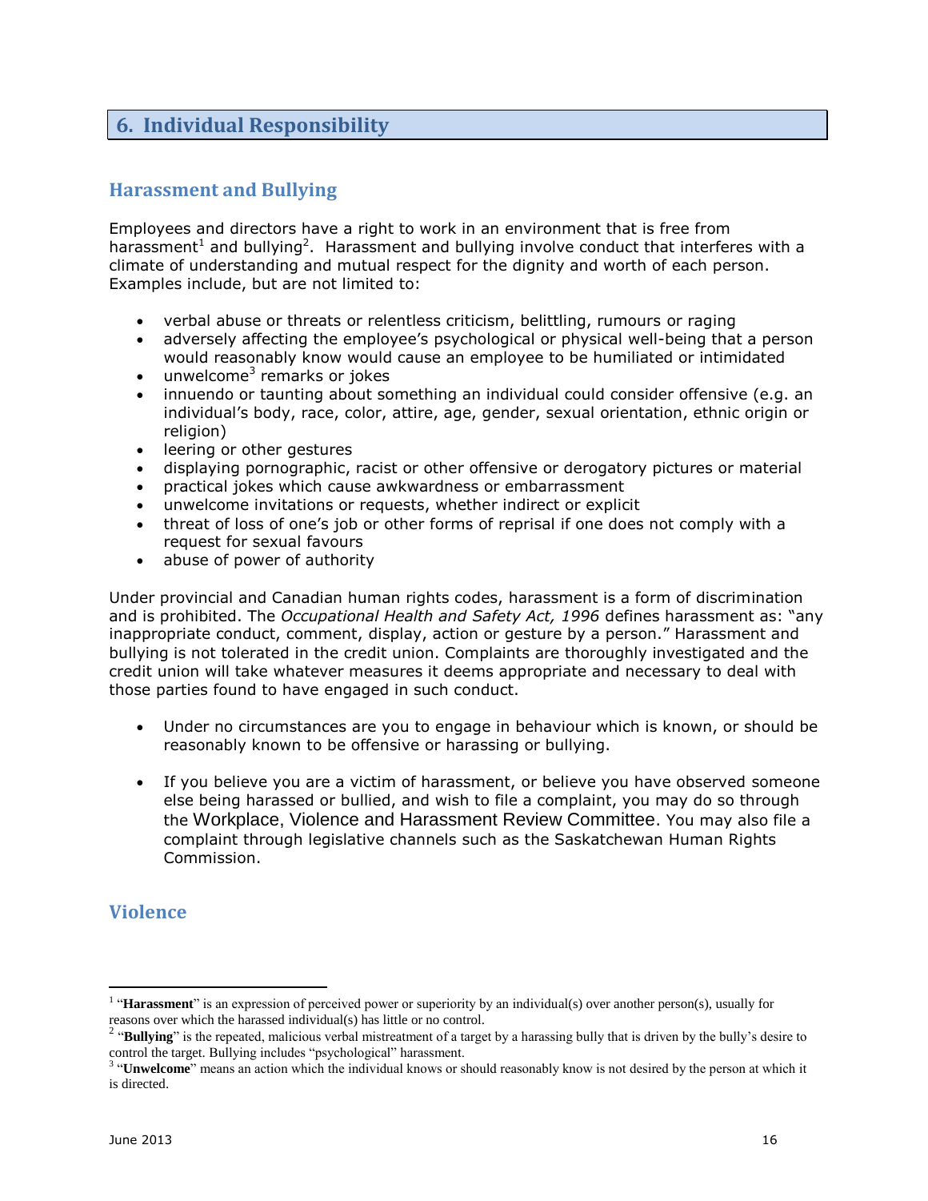## 6. Individual Responsibility

### Harassment and Bullying

Employees and directors have a right to work in an environment that is free from harassment[1] and bullying[2]. Harassment and bullying involve conduct that interferes with a climate of understanding and mutual respect for the dignity and worth of each person. Examples include, but are not limited to:

- verbal abuse or threats or relentless criticism, belittling, rumours or raging
- adversely affecting the employee's psychological or physical well-being that a person would reasonably know would cause an employee to be humiliated or intimidated
- unwelcome[3] remarks or jokes
- innuendo or taunting about something an individual could consider offensive (e.g. an individual's body, race, color, attire, age, gender, sexual orientation, ethnic origin or religion)
- leering or other gestures
- displaying pornographic, racist or other offensive or derogatory pictures or material
- practical jokes which cause awkwardness or embarrassment
- unwelcome invitations or requests, whether indirect or explicit
- threat of loss of one's job or other forms of reprisal if one does not comply with a request for sexual favours
- abuse of power of authority

Under provincial and Canadian human rights codes, harassment is a form of discrimination and is prohibited. The *Occupational Health and Safety Act, 1996* defines harassment as: "any inappropriate conduct, comment, display, action or gesture by a person." Harassment and bullying is not tolerated in the credit union. Complaints are thoroughly investigated and the credit union will take whatever measures it deems appropriate and necessary to deal with those parties found to have engaged in such conduct.

- Under no circumstances are you to engage in behaviour which is known, or should be reasonably known to be offensive or harassing or bullying.

- If you believe you are a victim of harassment, or believe you have observed someone else being harassed or bullied, and wish to file a complaint, you may do so through the Workplace, Violence and Harassment Review Committee. You may also file a complaint through legislative channels such as the Saskatchewan Human Rights Commission.

### Violence

---

[1] "**Harassment**" is an expression of perceived power or superiority by an individual(s) over another person(s), usually for reasons over which the harassed individual(s) has little or no control.

[2] "**Bullying**" is the repeated, malicious verbal mistreatment of a target by a harassing bully that is driven by the bully's desire to control the target. Bullying includes "psychological" harassment.

[3] "**Unwelcome**" means an action which the individual knows or should reasonably know is not desired by the person at which it is directed.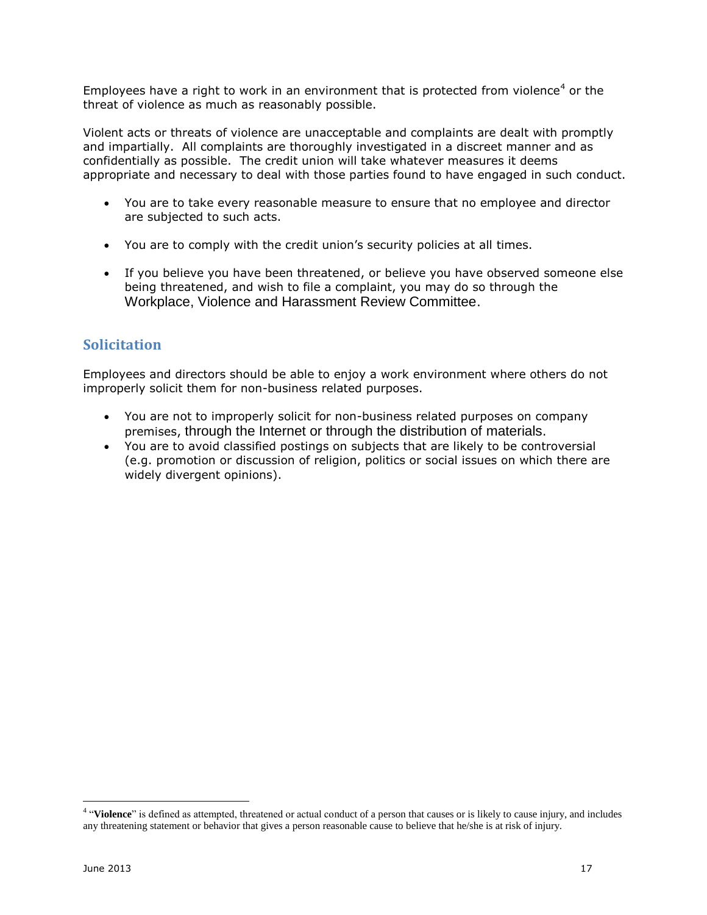Employees have a right to work in an environment that is protected from violence[4] or the threat of violence as much as reasonably possible.

Violent acts or threats of violence are unacceptable and complaints are dealt with promptly and impartially. All complaints are thoroughly investigated in a discreet manner and as confidentially as possible. The credit union will take whatever measures it deems appropriate and necessary to deal with those parties found to have engaged in such conduct.

- You are to take every reasonable measure to ensure that no employee and director are subjected to such acts.
- You are to comply with the credit union's security policies at all times.
- If you believe you have been threatened, or believe you have observed someone else being threatened, and wish to file a complaint, you may do so through the Workplace, Violence and Harassment Review Committee.

## Solicitation

Employees and directors should be able to enjoy a work environment where others do not improperly solicit them for non-business related purposes.

- You are not to improperly solicit for non-business related purposes on company premises, through the Internet or through the distribution of materials.
- You are to avoid classified postings on subjects that are likely to be controversial (e.g. promotion or discussion of religion, politics or social issues on which there are widely divergent opinions).

---

[4] "**Violence**" is defined as attempted, threatened or actual conduct of a person that causes or is likely to cause injury, and includes any threatening statement or behavior that gives a person reasonable cause to believe that he/she is at risk of injury.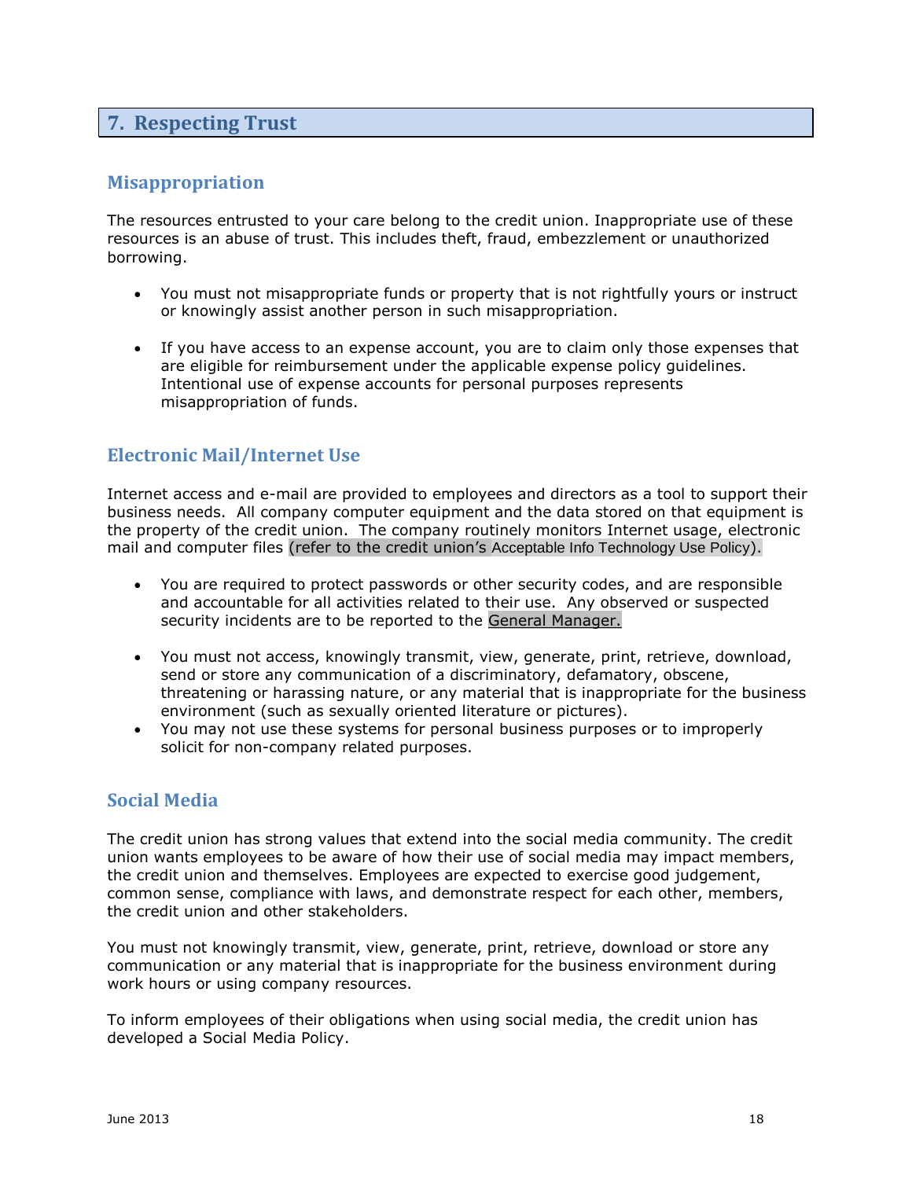## 7. Respecting Trust

### Misappropriation

The resources entrusted to your care belong to the credit union. Inappropriate use of these resources is an abuse of trust. This includes theft, fraud, embezzlement or unauthorized borrowing.

- You must not misappropriate funds or property that is not rightfully yours or instruct or knowingly assist another person in such misappropriation.
- If you have access to an expense account, you are to claim only those expenses that are eligible for reimbursement under the applicable expense policy guidelines. Intentional use of expense accounts for personal purposes represents misappropriation of funds.

### Electronic Mail/Internet Use

Internet access and e-mail are provided to employees and directors as a tool to support their business needs. All company computer equipment and the data stored on that equipment is the property of the credit union. The company routinely monitors Internet usage, electronic mail and computer files (refer to the credit union's Acceptable Info Technology Use Policy).

- You are required to protect passwords or other security codes, and are responsible and accountable for all activities related to their use. Any observed or suspected security incidents are to be reported to the General Manager.
- You must not access, knowingly transmit, view, generate, print, retrieve, download, send or store any communication of a discriminatory, defamatory, obscene, threatening or harassing nature, or any material that is inappropriate for the business environment (such as sexually oriented literature or pictures).
- You may not use these systems for personal business purposes or to improperly solicit for non-company related purposes.

### Social Media

The credit union has strong values that extend into the social media community. The credit union wants employees to be aware of how their use of social media may impact members, the credit union and themselves. Employees are expected to exercise good judgement, common sense, compliance with laws, and demonstrate respect for each other, members, the credit union and other stakeholders.

You must not knowingly transmit, view, generate, print, retrieve, download or store any communication or any material that is inappropriate for the business environment during work hours or using company resources.

To inform employees of their obligations when using social media, the credit union has developed a Social Media Policy.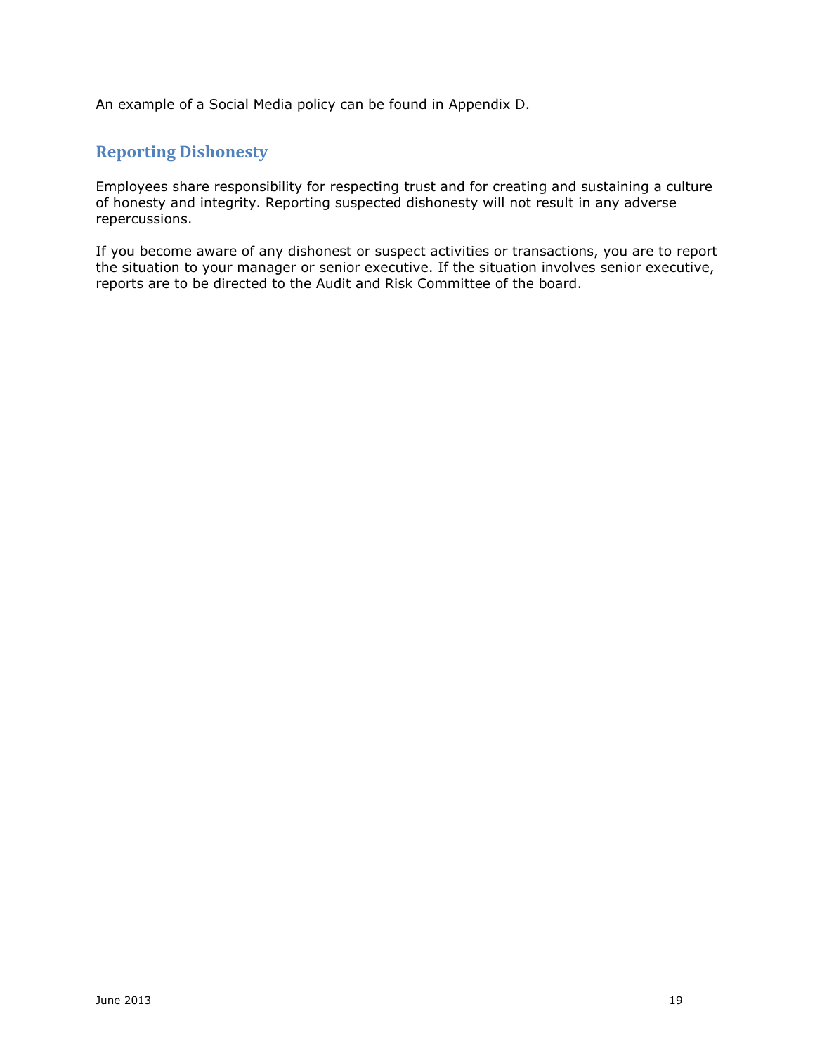An example of a Social Media policy can be found in Appendix D.

## Reporting Dishonesty

Employees share responsibility for respecting trust and for creating and sustaining a culture of honesty and integrity. Reporting suspected dishonesty will not result in any adverse repercussions.

If you become aware of any dishonest or suspect activities or transactions, you are to report the situation to your manager or senior executive. If the situation involves senior executive, reports are to be directed to the Audit and Risk Committee of the board.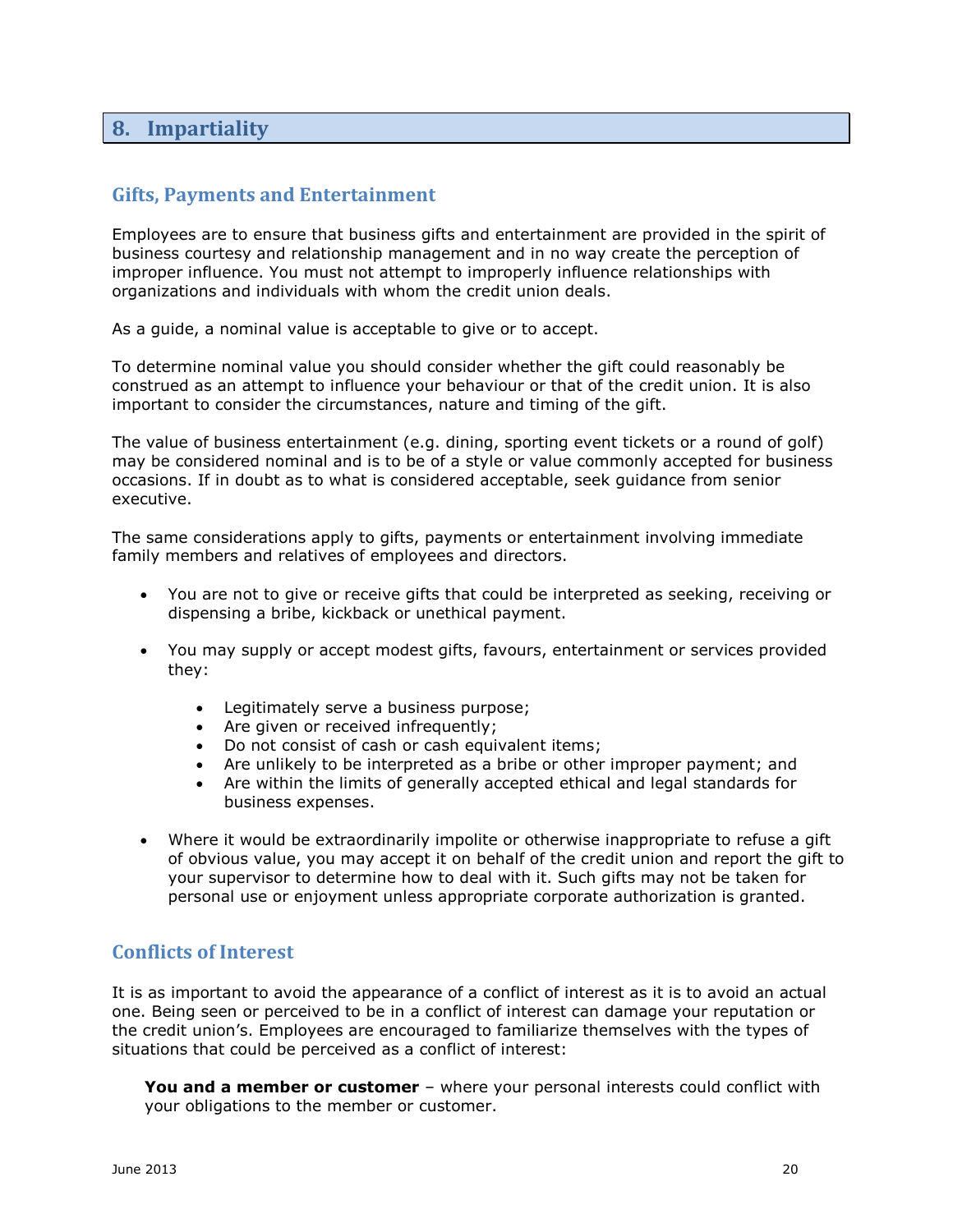## 8. Impartiality

### Gifts, Payments and Entertainment

Employees are to ensure that business gifts and entertainment are provided in the spirit of business courtesy and relationship management and in no way create the perception of improper influence. You must not attempt to improperly influence relationships with organizations and individuals with whom the credit union deals.

As a guide, a nominal value is acceptable to give or to accept.

To determine nominal value you should consider whether the gift could reasonably be construed as an attempt to influence your behaviour or that of the credit union. It is also important to consider the circumstances, nature and timing of the gift.

The value of business entertainment (e.g. dining, sporting event tickets or a round of golf) may be considered nominal and is to be of a style or value commonly accepted for business occasions. If in doubt as to what is considered acceptable, seek guidance from senior executive.

The same considerations apply to gifts, payments or entertainment involving immediate family members and relatives of employees and directors.

- You are not to give or receive gifts that could be interpreted as seeking, receiving or dispensing a bribe, kickback or unethical payment.
- You may supply or accept modest gifts, favours, entertainment or services provided they:
    - Legitimately serve a business purpose;
    - Are given or received infrequently;
    - Do not consist of cash or cash equivalent items;
    - Are unlikely to be interpreted as a bribe or other improper payment; and
    - Are within the limits of generally accepted ethical and legal standards for business expenses.
- Where it would be extraordinarily impolite or otherwise inappropriate to refuse a gift of obvious value, you may accept it on behalf of the credit union and report the gift to your supervisor to determine how to deal with it. Such gifts may not be taken for personal use or enjoyment unless appropriate corporate authorization is granted.

### Conflicts of Interest

It is as important to avoid the appearance of a conflict of interest as it is to avoid an actual one. Being seen or perceived to be in a conflict of interest can damage your reputation or the credit union's. Employees are encouraged to familiarize themselves with the types of situations that could be perceived as a conflict of interest:

**You and a member or customer** – where your personal interests could conflict with your obligations to the member or customer.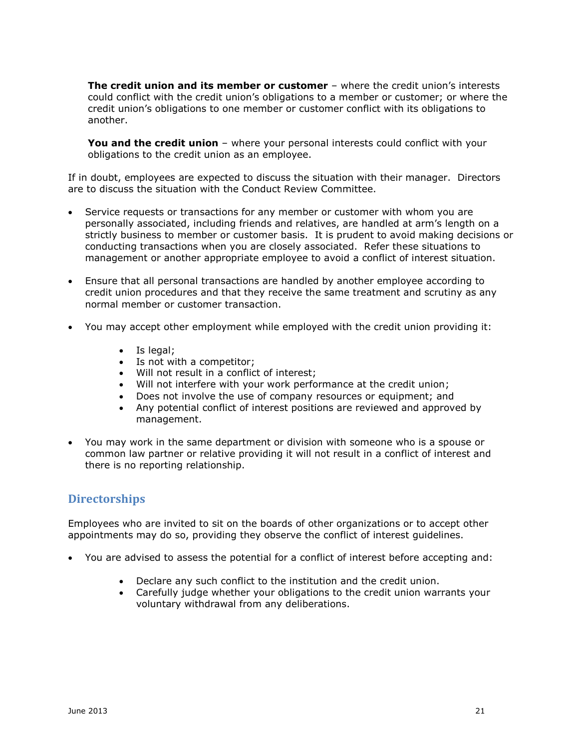**The credit union and its member or customer** – where the credit union's interests could conflict with the credit union's obligations to a member or customer; or where the credit union's obligations to one member or customer conflict with its obligations to another.

**You and the credit union** – where your personal interests could conflict with your obligations to the credit union as an employee.

If in doubt, employees are expected to discuss the situation with their manager. Directors are to discuss the situation with the Conduct Review Committee.

- Service requests or transactions for any member or customer with whom you are personally associated, including friends and relatives, are handled at arm's length on a strictly business to member or customer basis. It is prudent to avoid making decisions or conducting transactions when you are closely associated. Refer these situations to management or another appropriate employee to avoid a conflict of interest situation.

- Ensure that all personal transactions are handled by another employee according to credit union procedures and that they receive the same treatment and scrutiny as any normal member or customer transaction.

- You may accept other employment while employed with the credit union providing it:

    - Is legal;
    - Is not with a competitor;
    - Will not result in a conflict of interest;
    - Will not interfere with your work performance at the credit union;
    - Does not involve the use of company resources or equipment; and
    - Any potential conflict of interest positions are reviewed and approved by management.

- You may work in the same department or division with someone who is a spouse or common law partner or relative providing it will not result in a conflict of interest and there is no reporting relationship.

## Directorships

Employees who are invited to sit on the boards of other organizations or to accept other appointments may do so, providing they observe the conflict of interest guidelines.

- You are advised to assess the potential for a conflict of interest before accepting and:

    - Declare any such conflict to the institution and the credit union.
    - Carefully judge whether your obligations to the credit union warrants your voluntary withdrawal from any deliberations.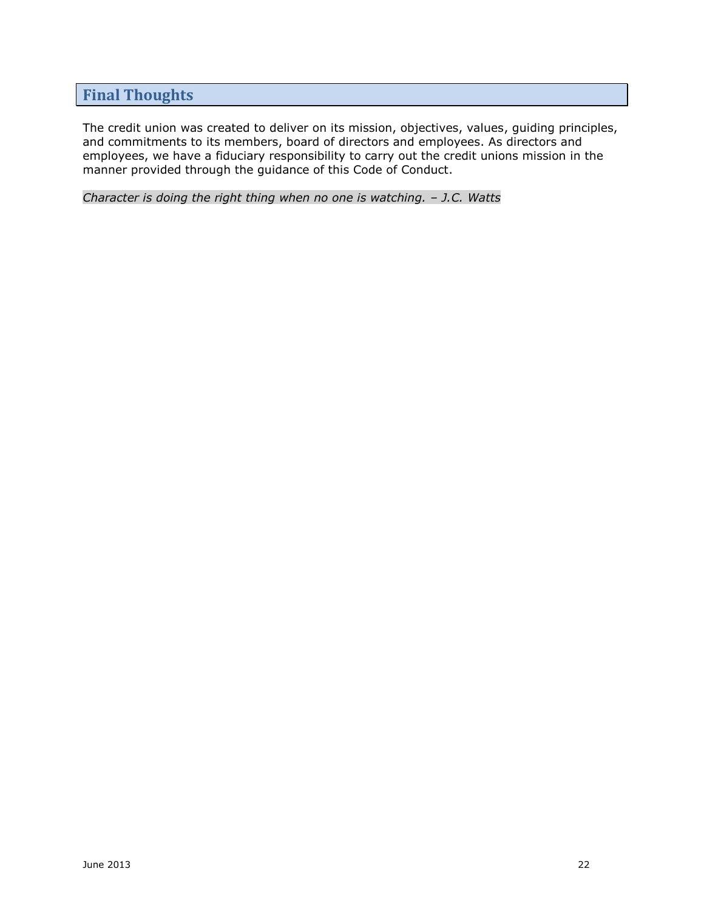## Final Thoughts

The credit union was created to deliver on its mission, objectives, values, guiding principles, and commitments to its members, board of directors and employees. As directors and employees, we have a fiduciary responsibility to carry out the credit unions mission in the manner provided through the guidance of this Code of Conduct.

*Character is doing the right thing when no one is watching. – J.C. Watts*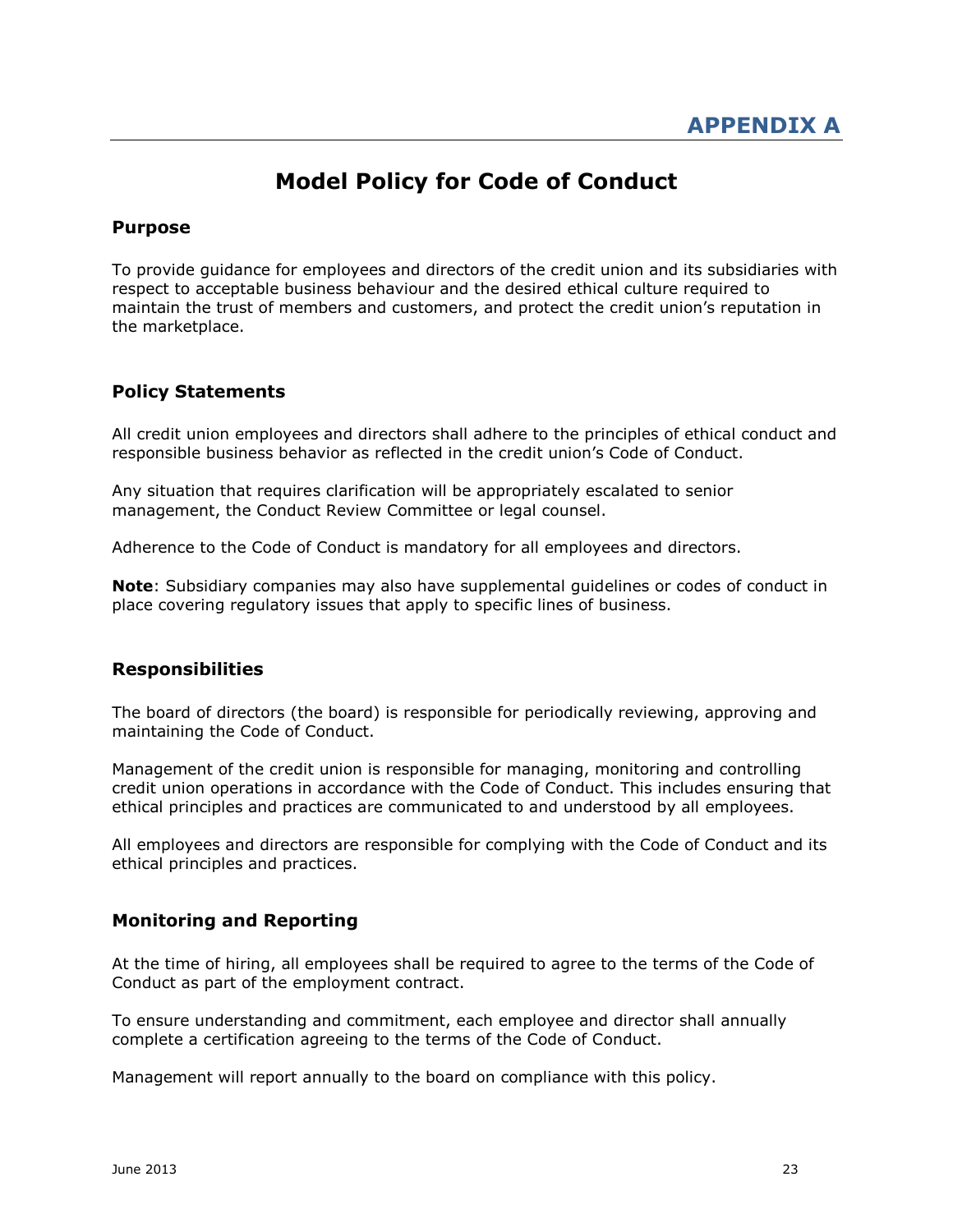# APPENDIX A

## Model Policy for Code of Conduct

### Purpose

To provide guidance for employees and directors of the credit union and its subsidiaries with respect to acceptable business behaviour and the desired ethical culture required to maintain the trust of members and customers, and protect the credit union's reputation in the marketplace.

### Policy Statements

All credit union employees and directors shall adhere to the principles of ethical conduct and responsible business behavior as reflected in the credit union's Code of Conduct.

Any situation that requires clarification will be appropriately escalated to senior management, the Conduct Review Committee or legal counsel.

Adherence to the Code of Conduct is mandatory for all employees and directors.

**Note**: Subsidiary companies may also have supplemental guidelines or codes of conduct in place covering regulatory issues that apply to specific lines of business.

### Responsibilities

The board of directors (the board) is responsible for periodically reviewing, approving and maintaining the Code of Conduct.

Management of the credit union is responsible for managing, monitoring and controlling credit union operations in accordance with the Code of Conduct. This includes ensuring that ethical principles and practices are communicated to and understood by all employees.

All employees and directors are responsible for complying with the Code of Conduct and its ethical principles and practices.

### Monitoring and Reporting

At the time of hiring, all employees shall be required to agree to the terms of the Code of Conduct as part of the employment contract.

To ensure understanding and commitment, each employee and director shall annually complete a certification agreeing to the terms of the Code of Conduct.

Management will report annually to the board on compliance with this policy.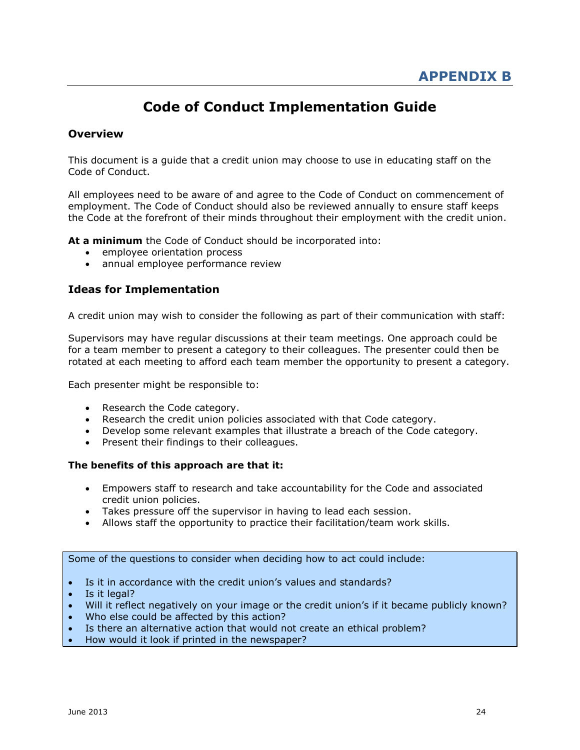# APPENDIX B

## Code of Conduct Implementation Guide

### Overview

This document is a guide that a credit union may choose to use in educating staff on the Code of Conduct.

All employees need to be aware of and agree to the Code of Conduct on commencement of employment. The Code of Conduct should also be reviewed annually to ensure staff keeps the Code at the forefront of their minds throughout their employment with the credit union.

**At a minimum** the Code of Conduct should be incorporated into:

- employee orientation process
- annual employee performance review

### Ideas for Implementation

A credit union may wish to consider the following as part of their communication with staff:

Supervisors may have regular discussions at their team meetings. One approach could be for a team member to present a category to their colleagues. The presenter could then be rotated at each meeting to afford each team member the opportunity to present a category.

Each presenter might be responsible to:

- Research the Code category.
- Research the credit union policies associated with that Code category.
- Develop some relevant examples that illustrate a breach of the Code category.
- Present their findings to their colleagues.

**The benefits of this approach are that it:**

- Empowers staff to research and take accountability for the Code and associated credit union policies.
- Takes pressure off the supervisor in having to lead each session.
- Allows staff the opportunity to practice their facilitation/team work skills.

Some of the questions to consider when deciding how to act could include:

- Is it in accordance with the credit union's values and standards?
- Is it legal?
- Will it reflect negatively on your image or the credit union's if it became publicly known?
- Who else could be affected by this action?
- Is there an alternative action that would not create an ethical problem?
- How would it look if printed in the newspaper?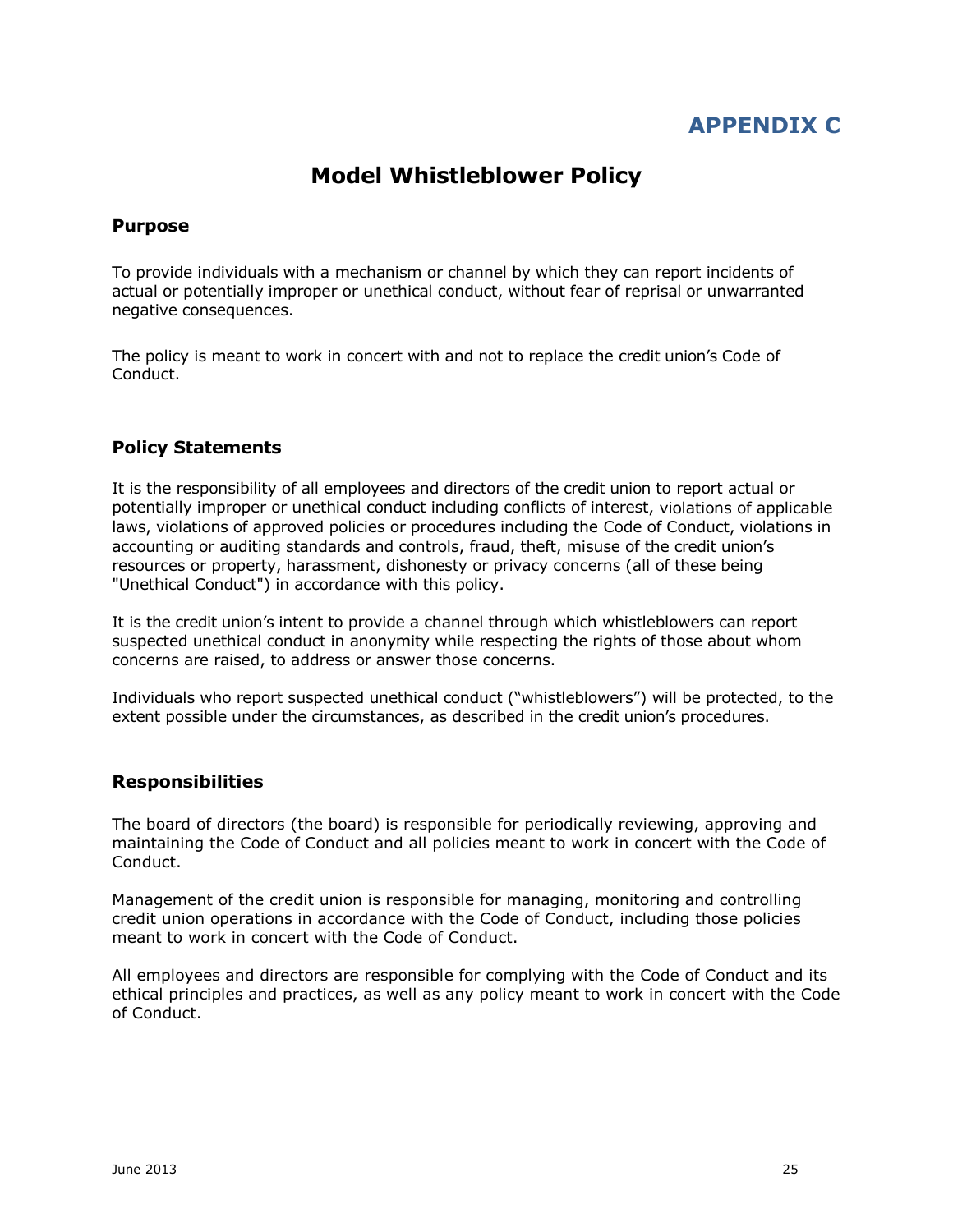# APPENDIX C

## Model Whistleblower Policy

### Purpose

To provide individuals with a mechanism or channel by which they can report incidents of actual or potentially improper or unethical conduct, without fear of reprisal or unwarranted negative consequences.

The policy is meant to work in concert with and not to replace the credit union's Code of Conduct.

### Policy Statements

It is the responsibility of all employees and directors of the credit union to report actual or potentially improper or unethical conduct including conflicts of interest, violations of applicable laws, violations of approved policies or procedures including the Code of Conduct, violations in accounting or auditing standards and controls, fraud, theft, misuse of the credit union's resources or property, harassment, dishonesty or privacy concerns (all of these being "Unethical Conduct") in accordance with this policy.

It is the credit union's intent to provide a channel through which whistleblowers can report suspected unethical conduct in anonymity while respecting the rights of those about whom concerns are raised, to address or answer those concerns.

Individuals who report suspected unethical conduct ("whistleblowers") will be protected, to the extent possible under the circumstances, as described in the credit union's procedures.

### Responsibilities

The board of directors (the board) is responsible for periodically reviewing, approving and maintaining the Code of Conduct and all policies meant to work in concert with the Code of Conduct.

Management of the credit union is responsible for managing, monitoring and controlling credit union operations in accordance with the Code of Conduct, including those policies meant to work in concert with the Code of Conduct.

All employees and directors are responsible for complying with the Code of Conduct and its ethical principles and practices, as well as any policy meant to work in concert with the Code of Conduct.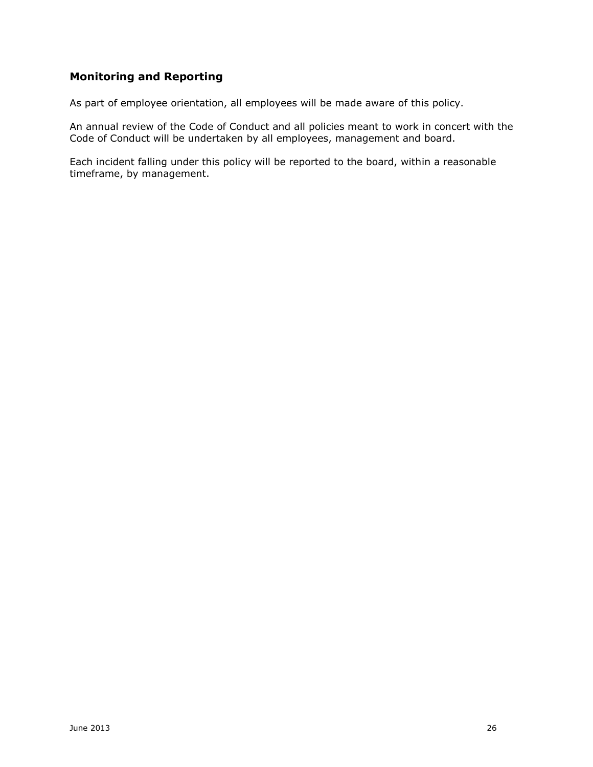## Monitoring and Reporting

As part of employee orientation, all employees will be made aware of this policy.

An annual review of the Code of Conduct and all policies meant to work in concert with the Code of Conduct will be undertaken by all employees, management and board.

Each incident falling under this policy will be reported to the board, within a reasonable timeframe, by management.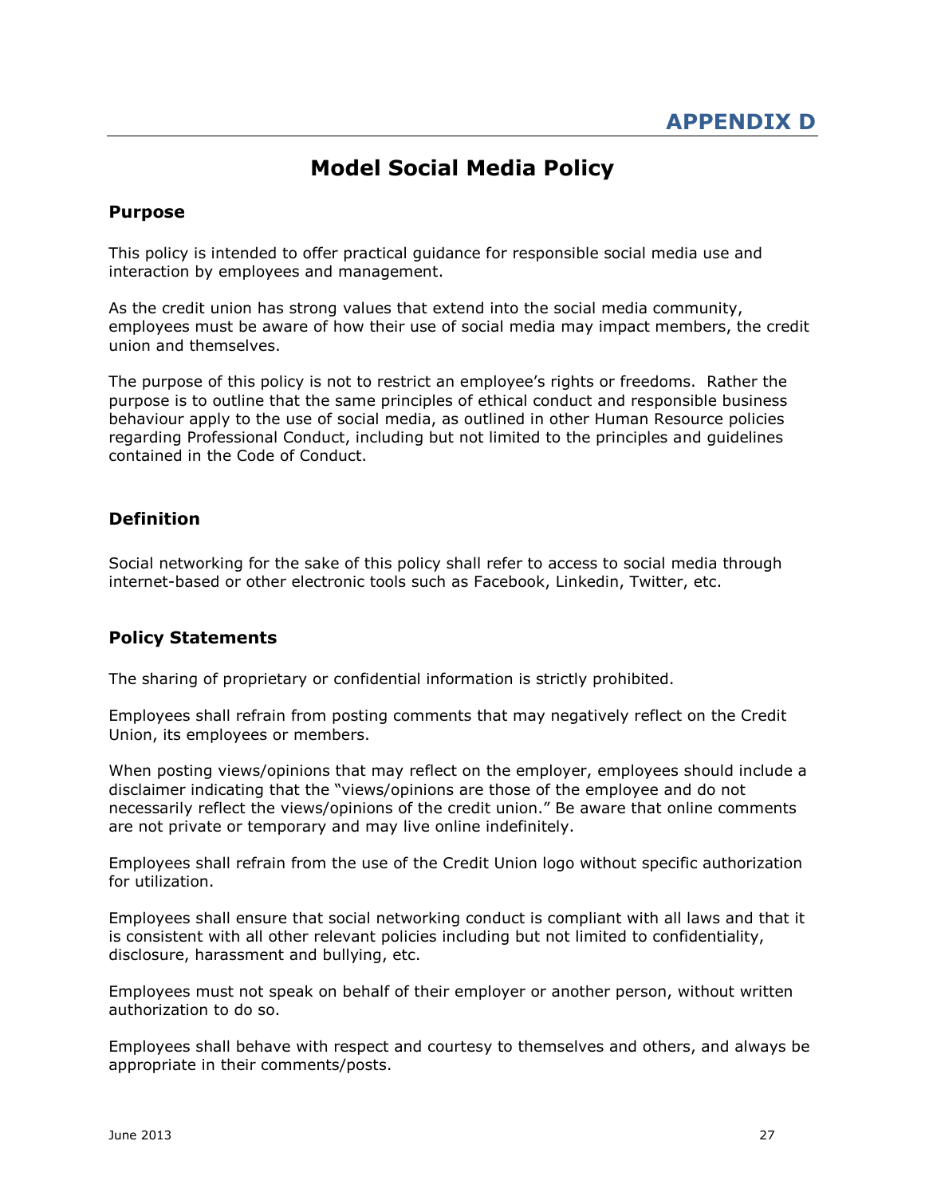# APPENDIX D

## Model Social Media Policy

### Purpose

This policy is intended to offer practical guidance for responsible social media use and interaction by employees and management.

As the credit union has strong values that extend into the social media community, employees must be aware of how their use of social media may impact members, the credit union and themselves.

The purpose of this policy is not to restrict an employee's rights or freedoms. Rather the purpose is to outline that the same principles of ethical conduct and responsible business behaviour apply to the use of social media, as outlined in other Human Resource policies regarding Professional Conduct, including but not limited to the principles and guidelines contained in the Code of Conduct.

### Definition

Social networking for the sake of this policy shall refer to access to social media through internet-based or other electronic tools such as Facebook, Linkedin, Twitter, etc.

### Policy Statements

The sharing of proprietary or confidential information is strictly prohibited.

Employees shall refrain from posting comments that may negatively reflect on the Credit Union, its employees or members.

When posting views/opinions that may reflect on the employer, employees should include a disclaimer indicating that the "views/opinions are those of the employee and do not necessarily reflect the views/opinions of the credit union." Be aware that online comments are not private or temporary and may live online indefinitely.

Employees shall refrain from the use of the Credit Union logo without specific authorization for utilization.

Employees shall ensure that social networking conduct is compliant with all laws and that it is consistent with all other relevant policies including but not limited to confidentiality, disclosure, harassment and bullying, etc.

Employees must not speak on behalf of their employer or another person, without written authorization to do so.

Employees shall behave with respect and courtesy to themselves and others, and always be appropriate in their comments/posts.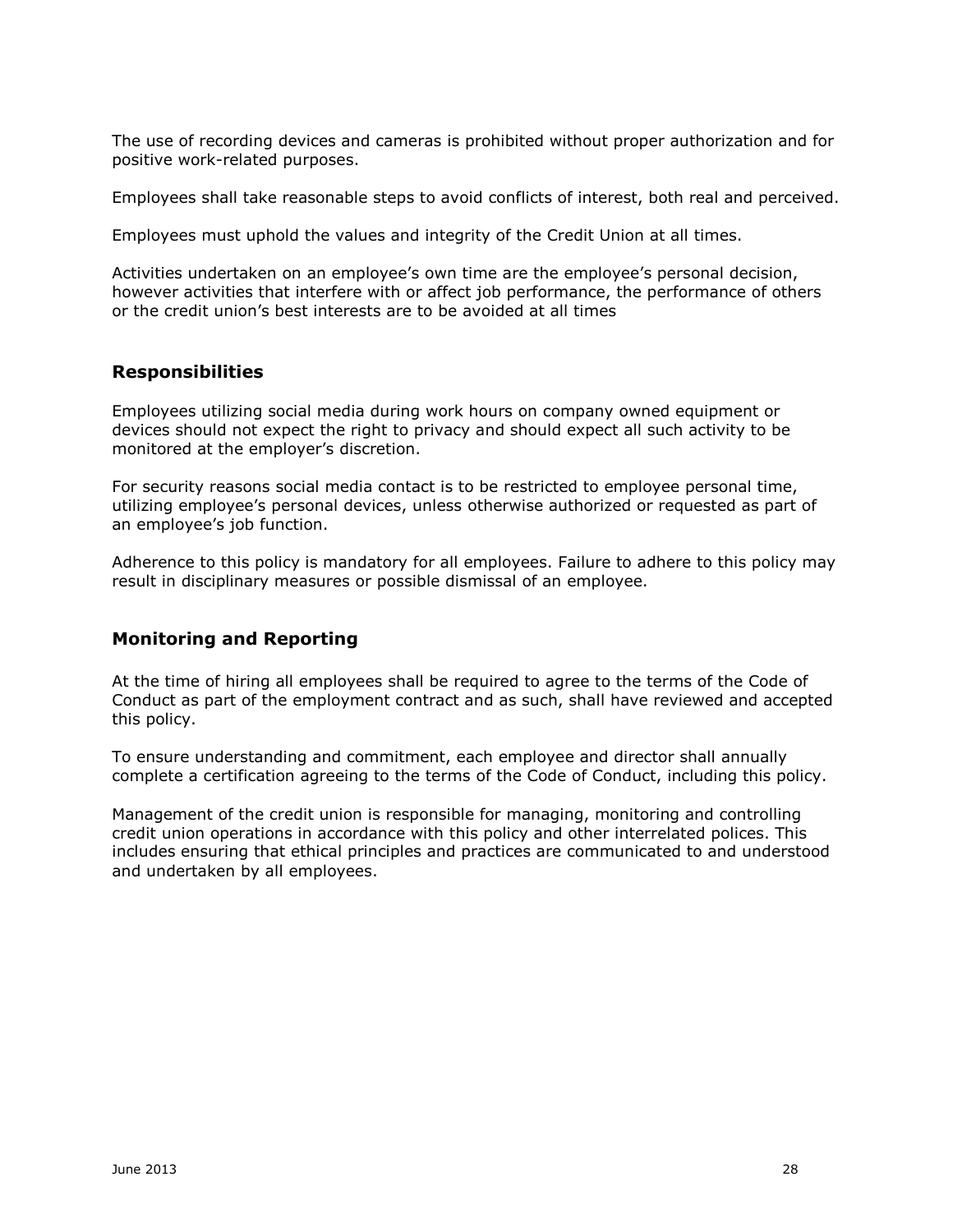The use of recording devices and cameras is prohibited without proper authorization and for positive work-related purposes.

Employees shall take reasonable steps to avoid conflicts of interest, both real and perceived.

Employees must uphold the values and integrity of the Credit Union at all times.

Activities undertaken on an employee's own time are the employee's personal decision, however activities that interfere with or affect job performance, the performance of others or the credit union's best interests are to be avoided at all times

## Responsibilities

Employees utilizing social media during work hours on company owned equipment or devices should not expect the right to privacy and should expect all such activity to be monitored at the employer's discretion.

For security reasons social media contact is to be restricted to employee personal time, utilizing employee's personal devices, unless otherwise authorized or requested as part of an employee's job function.

Adherence to this policy is mandatory for all employees. Failure to adhere to this policy may result in disciplinary measures or possible dismissal of an employee.

## Monitoring and Reporting

At the time of hiring all employees shall be required to agree to the terms of the Code of Conduct as part of the employment contract and as such, shall have reviewed and accepted this policy.

To ensure understanding and commitment, each employee and director shall annually complete a certification agreeing to the terms of the Code of Conduct, including this policy.

Management of the credit union is responsible for managing, monitoring and controlling credit union operations in accordance with this policy and other interrelated polices. This includes ensuring that ethical principles and practices are communicated to and understood and undertaken by all employees.